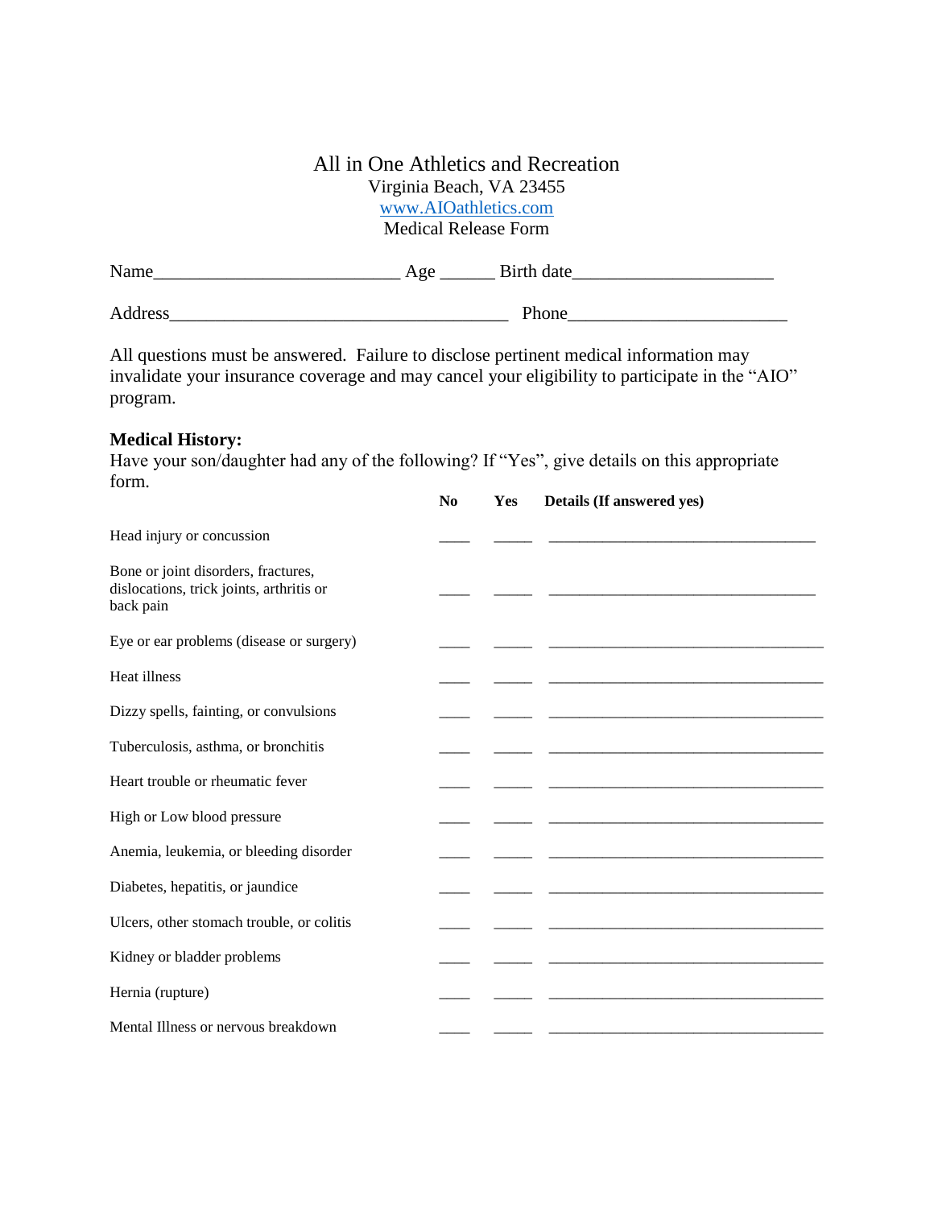# All in One Athletics and Recreation

Virginia Beach, VA 23455

www.AIOathletics.com

Medical Release Form

Name__________________________ Age ______ Birth date_____________________

Address____________________________________ Phone_______________________

All questions must be answered. Failure to disclose pertinent medical information may invalidate your insurance coverage and may cancel your eligibility to participate in the "AIO" program.

**Medical History:**

Have your son/daughter had any of the following? If "Yes", give details on this appropriate form.

| | No | Yes | Details (If answered yes) |
|---|---|---|---|
| Head injury or concussion | ____ | _____ | ___________________________________ |
| Bone or joint disorders, fractures, dislocations, trick joints, arthritis or back pain | ____ | _____ | ___________________________________ |
| Eye or ear problems (disease or surgery) | ____ | _____ | ___________________________________ |
| Heat illness | ____ | _____ | ___________________________________ |
| Dizzy spells, fainting, or convulsions | ____ | _____ | ___________________________________ |
| Tuberculosis, asthma, or bronchitis | ____ | _____ | ___________________________________ |
| Heart trouble or rheumatic fever | ____ | _____ | ___________________________________ |
| High or Low blood pressure | ____ | _____ | ___________________________________ |
| Anemia, leukemia, or bleeding disorder | ____ | _____ | ___________________________________ |
| Diabetes, hepatitis, or jaundice | ____ | _____ | ___________________________________ |
| Ulcers, other stomach trouble, or colitis | ____ | _____ | ___________________________________ |
| Kidney or bladder problems | ____ | _____ | ___________________________________ |
| Hernia (rupture) | ____ | _____ | ___________________________________ |
| Mental Illness or nervous breakdown | ____ | _____ | ___________________________________ |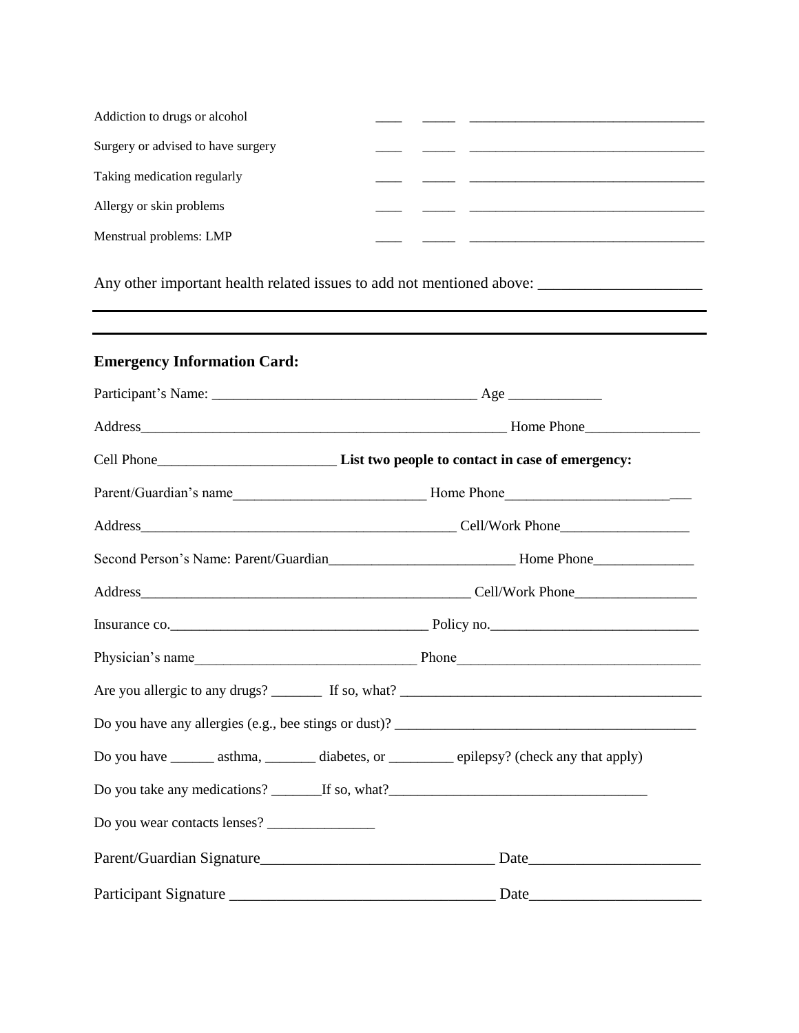| | | | |
|---|---|---|---|
| Addiction to drugs or alcohol | ____ | _____ | __________________________________ |
| Surgery or advised to have surgery | ____ | _____ | __________________________________ |
| Taking medication regularly | ____ | _____ | __________________________________ |
| Allergy or skin problems | ____ | _____ | __________________________________ |
| Menstrual problems: LMP | ____ | _____ | __________________________________ |

Any other important health related issues to add not mentioned above: _____________________

---

---

**Emergency Information Card:**

Participant's Name: ______________________________________ Age _____________

Address_____________________________________________________ Home Phone________________

Cell Phone_________________________ **List two people to contact in case of emergency:**

Parent/Guardian's name___________________________ Home Phone_________________________

Address______________________________________________ Cell/Work Phone__________________

Second Person's Name: Parent/Guardian__________________________ Home Phone______________

Address________________________________________________ Cell/Work Phone_________________

Insurance co.____________________________________ Policy no._____________________________

Physician's name________________________________ Phone__________________________________

Are you allergic to any drugs? _______ If so, what? __________________________________________

Do you have any allergies (e.g., bee stings or dust)? ___________________________________________

Do you have ______ asthma, _______ diabetes, or _________ epilepsy? (check any that apply)

Do you take any medications? _______If so, what?____________________________________

Do you wear contacts lenses? _______________

Parent/Guardian Signature_______________________________ Date______________________

Participant Signature __________________________________ Date______________________